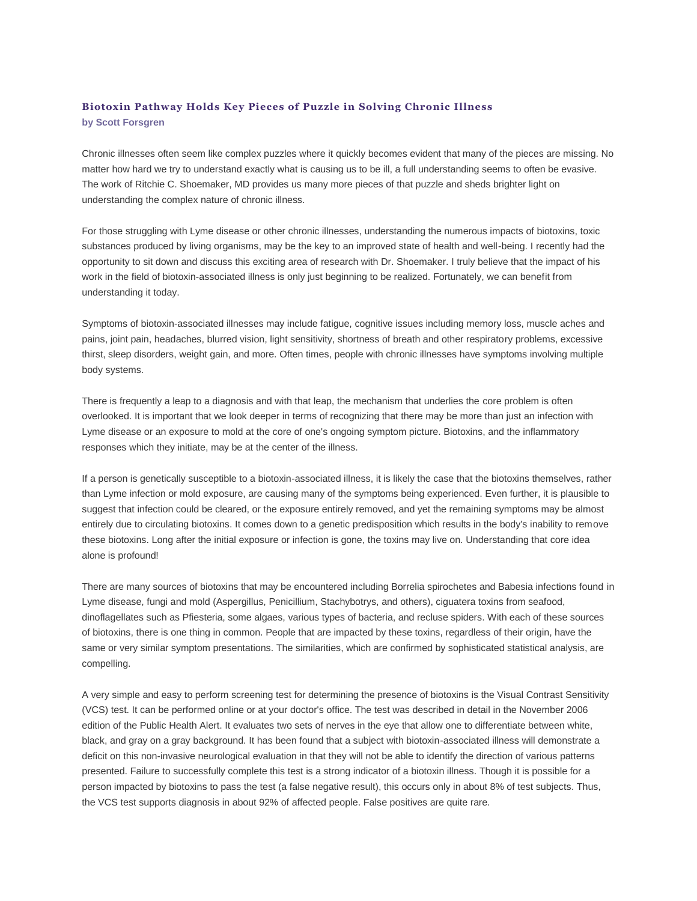## Biotoxin Pathway Holds Key Pieces of Puzzle in Solving Chronic Illness

**by Scott Forsgren**

Chronic illnesses often seem like complex puzzles where it quickly becomes evident that many of the pieces are missing. No matter how hard we try to understand exactly what is causing us to be ill, a full understanding seems to often be evasive. The work of Ritchie C. Shoemaker, MD provides us many more pieces of that puzzle and sheds brighter light on understanding the complex nature of chronic illness.

For those struggling with Lyme disease or other chronic illnesses, understanding the numerous impacts of biotoxins, toxic substances produced by living organisms, may be the key to an improved state of health and well-being. I recently had the opportunity to sit down and discuss this exciting area of research with Dr. Shoemaker. I truly believe that the impact of his work in the field of biotoxin-associated illness is only just beginning to be realized. Fortunately, we can benefit from understanding it today.

Symptoms of biotoxin-associated illnesses may include fatigue, cognitive issues including memory loss, muscle aches and pains, joint pain, headaches, blurred vision, light sensitivity, shortness of breath and other respiratory problems, excessive thirst, sleep disorders, weight gain, and more. Often times, people with chronic illnesses have symptoms involving multiple body systems.

There is frequently a leap to a diagnosis and with that leap, the mechanism that underlies the core problem is often overlooked. It is important that we look deeper in terms of recognizing that there may be more than just an infection with Lyme disease or an exposure to mold at the core of one's ongoing symptom picture. Biotoxins, and the inflammatory responses which they initiate, may be at the center of the illness.

If a person is genetically susceptible to a biotoxin-associated illness, it is likely the case that the biotoxins themselves, rather than Lyme infection or mold exposure, are causing many of the symptoms being experienced. Even further, it is plausible to suggest that infection could be cleared, or the exposure entirely removed, and yet the remaining symptoms may be almost entirely due to circulating biotoxins. It comes down to a genetic predisposition which results in the body's inability to remove these biotoxins. Long after the initial exposure or infection is gone, the toxins may live on. Understanding that core idea alone is profound!

There are many sources of biotoxins that may be encountered including Borrelia spirochetes and Babesia infections found in Lyme disease, fungi and mold (Aspergillus, Penicillium, Stachybotrys, and others), ciguatera toxins from seafood, dinoflagellates such as Pfiesteria, some algaes, various types of bacteria, and recluse spiders. With each of these sources of biotoxins, there is one thing in common. People that are impacted by these toxins, regardless of their origin, have the same or very similar symptom presentations. The similarities, which are confirmed by sophisticated statistical analysis, are compelling.

A very simple and easy to perform screening test for determining the presence of biotoxins is the Visual Contrast Sensitivity (VCS) test. It can be performed online or at your doctor's office. The test was described in detail in the November 2006 edition of the Public Health Alert. It evaluates two sets of nerves in the eye that allow one to differentiate between white, black, and gray on a gray background. It has been found that a subject with biotoxin-associated illness will demonstrate a deficit on this non-invasive neurological evaluation in that they will not be able to identify the direction of various patterns presented. Failure to successfully complete this test is a strong indicator of a biotoxin illness. Though it is possible for a person impacted by biotoxins to pass the test (a false negative result), this occurs only in about 8% of test subjects. Thus, the VCS test supports diagnosis in about 92% of affected people. False positives are quite rare.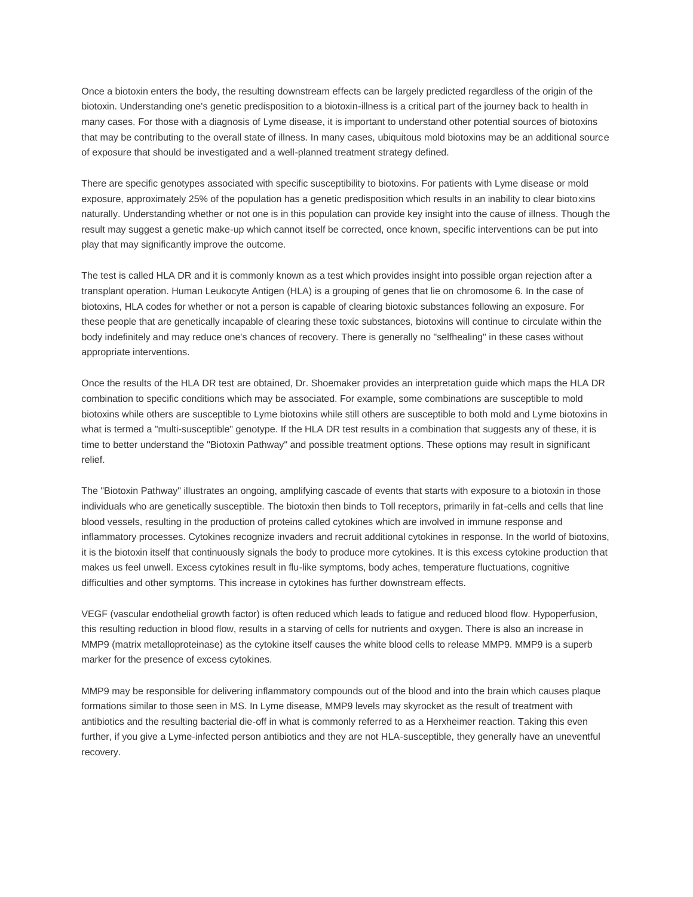Once a biotoxin enters the body, the resulting downstream effects can be largely predicted regardless of the origin of the biotoxin. Understanding one's genetic predisposition to a biotoxin-illness is a critical part of the journey back to health in many cases. For those with a diagnosis of Lyme disease, it is important to understand other potential sources of biotoxins that may be contributing to the overall state of illness. In many cases, ubiquitous mold biotoxins may be an additional source of exposure that should be investigated and a well-planned treatment strategy defined.

There are specific genotypes associated with specific susceptibility to biotoxins. For patients with Lyme disease or mold exposure, approximately 25% of the population has a genetic predisposition which results in an inability to clear biotoxins naturally. Understanding whether or not one is in this population can provide key insight into the cause of illness. Though the result may suggest a genetic make-up which cannot itself be corrected, once known, specific interventions can be put into play that may significantly improve the outcome.

The test is called HLA DR and it is commonly known as a test which provides insight into possible organ rejection after a transplant operation. Human Leukocyte Antigen (HLA) is a grouping of genes that lie on chromosome 6. In the case of biotoxins, HLA codes for whether or not a person is capable of clearing biotoxic substances following an exposure. For these people that are genetically incapable of clearing these toxic substances, biotoxins will continue to circulate within the body indefinitely and may reduce one's chances of recovery. There is generally no "selfhealing" in these cases without appropriate interventions.

Once the results of the HLA DR test are obtained, Dr. Shoemaker provides an interpretation guide which maps the HLA DR combination to specific conditions which may be associated. For example, some combinations are susceptible to mold biotoxins while others are susceptible to Lyme biotoxins while still others are susceptible to both mold and Lyme biotoxins in what is termed a "multi-susceptible" genotype. If the HLA DR test results in a combination that suggests any of these, it is time to better understand the "Biotoxin Pathway" and possible treatment options. These options may result in significant relief.

The "Biotoxin Pathway" illustrates an ongoing, amplifying cascade of events that starts with exposure to a biotoxin in those individuals who are genetically susceptible. The biotoxin then binds to Toll receptors, primarily in fat-cells and cells that line blood vessels, resulting in the production of proteins called cytokines which are involved in immune response and inflammatory processes. Cytokines recognize invaders and recruit additional cytokines in response. In the world of biotoxins, it is the biotoxin itself that continuously signals the body to produce more cytokines. It is this excess cytokine production that makes us feel unwell. Excess cytokines result in flu-like symptoms, body aches, temperature fluctuations, cognitive difficulties and other symptoms. This increase in cytokines has further downstream effects.

VEGF (vascular endothelial growth factor) is often reduced which leads to fatigue and reduced blood flow. Hypoperfusion, this resulting reduction in blood flow, results in a starving of cells for nutrients and oxygen. There is also an increase in MMP9 (matrix metalloproteinase) as the cytokine itself causes the white blood cells to release MMP9. MMP9 is a superb marker for the presence of excess cytokines.

MMP9 may be responsible for delivering inflammatory compounds out of the blood and into the brain which causes plaque formations similar to those seen in MS. In Lyme disease, MMP9 levels may skyrocket as the result of treatment with antibiotics and the resulting bacterial die-off in what is commonly referred to as a Herxheimer reaction. Taking this even further, if you give a Lyme-infected person antibiotics and they are not HLA-susceptible, they generally have an uneventful recovery.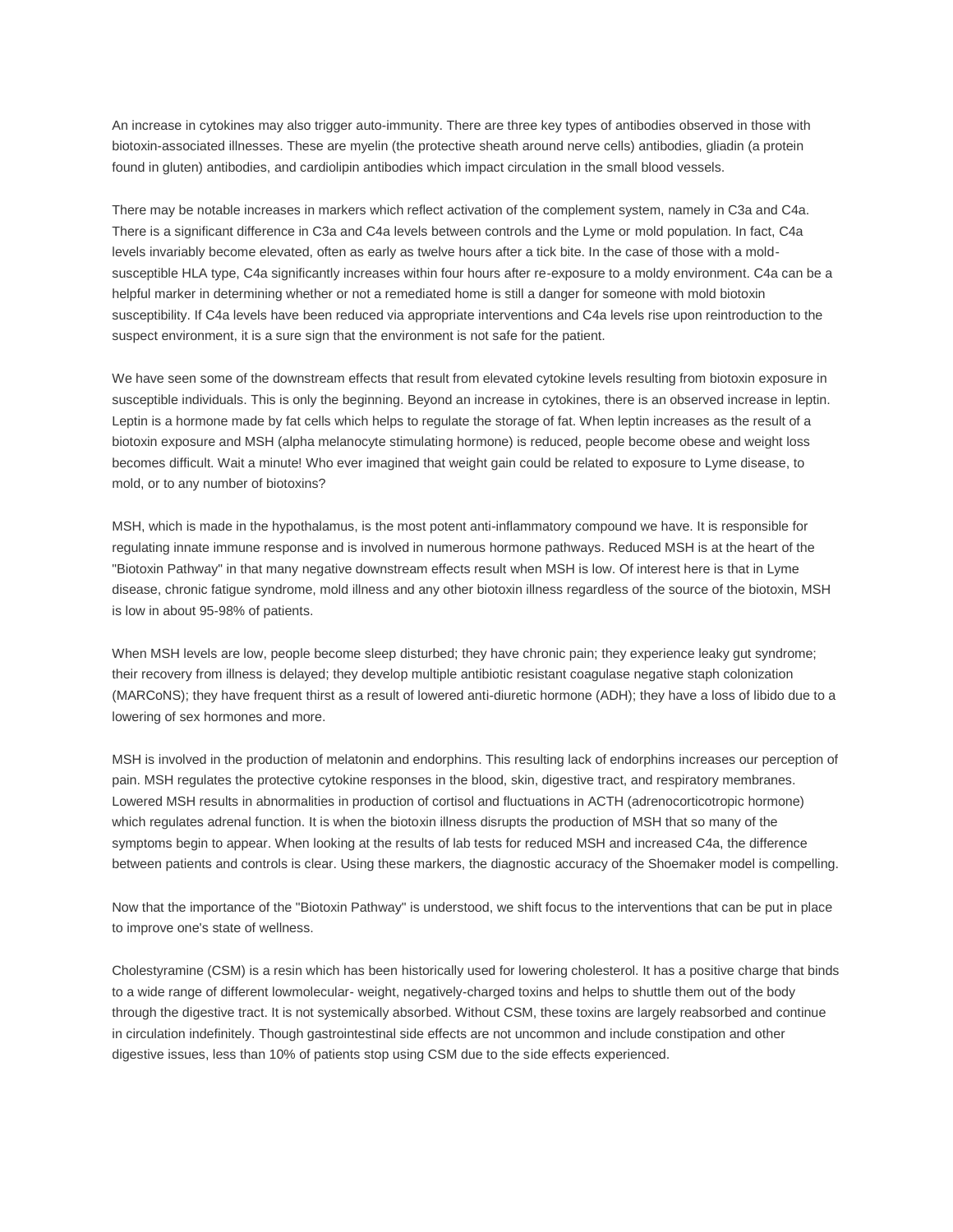An increase in cytokines may also trigger auto-immunity. There are three key types of antibodies observed in those with biotoxin-associated illnesses. These are myelin (the protective sheath around nerve cells) antibodies, gliadin (a protein found in gluten) antibodies, and cardiolipin antibodies which impact circulation in the small blood vessels.

There may be notable increases in markers which reflect activation of the complement system, namely in C3a and C4a. There is a significant difference in C3a and C4a levels between controls and the Lyme or mold population. In fact, C4a levels invariably become elevated, often as early as twelve hours after a tick bite. In the case of those with a mold-susceptible HLA type, C4a significantly increases within four hours after re-exposure to a moldy environment. C4a can be a helpful marker in determining whether or not a remediated home is still a danger for someone with mold biotoxin susceptibility. If C4a levels have been reduced via appropriate interventions and C4a levels rise upon reintroduction to the suspect environment, it is a sure sign that the environment is not safe for the patient.

We have seen some of the downstream effects that result from elevated cytokine levels resulting from biotoxin exposure in susceptible individuals. This is only the beginning. Beyond an increase in cytokines, there is an observed increase in leptin. Leptin is a hormone made by fat cells which helps to regulate the storage of fat. When leptin increases as the result of a biotoxin exposure and MSH (alpha melanocyte stimulating hormone) is reduced, people become obese and weight loss becomes difficult. Wait a minute! Who ever imagined that weight gain could be related to exposure to Lyme disease, to mold, or to any number of biotoxins?

MSH, which is made in the hypothalamus, is the most potent anti-inflammatory compound we have. It is responsible for regulating innate immune response and is involved in numerous hormone pathways. Reduced MSH is at the heart of the "Biotoxin Pathway" in that many negative downstream effects result when MSH is low. Of interest here is that in Lyme disease, chronic fatigue syndrome, mold illness and any other biotoxin illness regardless of the source of the biotoxin, MSH is low in about 95-98% of patients.

When MSH levels are low, people become sleep disturbed; they have chronic pain; they experience leaky gut syndrome; their recovery from illness is delayed; they develop multiple antibiotic resistant coagulase negative staph colonization (MARCoNS); they have frequent thirst as a result of lowered anti-diuretic hormone (ADH); they have a loss of libido due to a lowering of sex hormones and more.

MSH is involved in the production of melatonin and endorphins. This resulting lack of endorphins increases our perception of pain. MSH regulates the protective cytokine responses in the blood, skin, digestive tract, and respiratory membranes. Lowered MSH results in abnormalities in production of cortisol and fluctuations in ACTH (adrenocorticotropic hormone) which regulates adrenal function. It is when the biotoxin illness disrupts the production of MSH that so many of the symptoms begin to appear. When looking at the results of lab tests for reduced MSH and increased C4a, the difference between patients and controls is clear. Using these markers, the diagnostic accuracy of the Shoemaker model is compelling.

Now that the importance of the "Biotoxin Pathway" is understood, we shift focus to the interventions that can be put in place to improve one's state of wellness.

Cholestyramine (CSM) is a resin which has been historically used for lowering cholesterol. It has a positive charge that binds to a wide range of different lowmolecular- weight, negatively-charged toxins and helps to shuttle them out of the body through the digestive tract. It is not systemically absorbed. Without CSM, these toxins are largely reabsorbed and continue in circulation indefinitely. Though gastrointestinal side effects are not uncommon and include constipation and other digestive issues, less than 10% of patients stop using CSM due to the side effects experienced.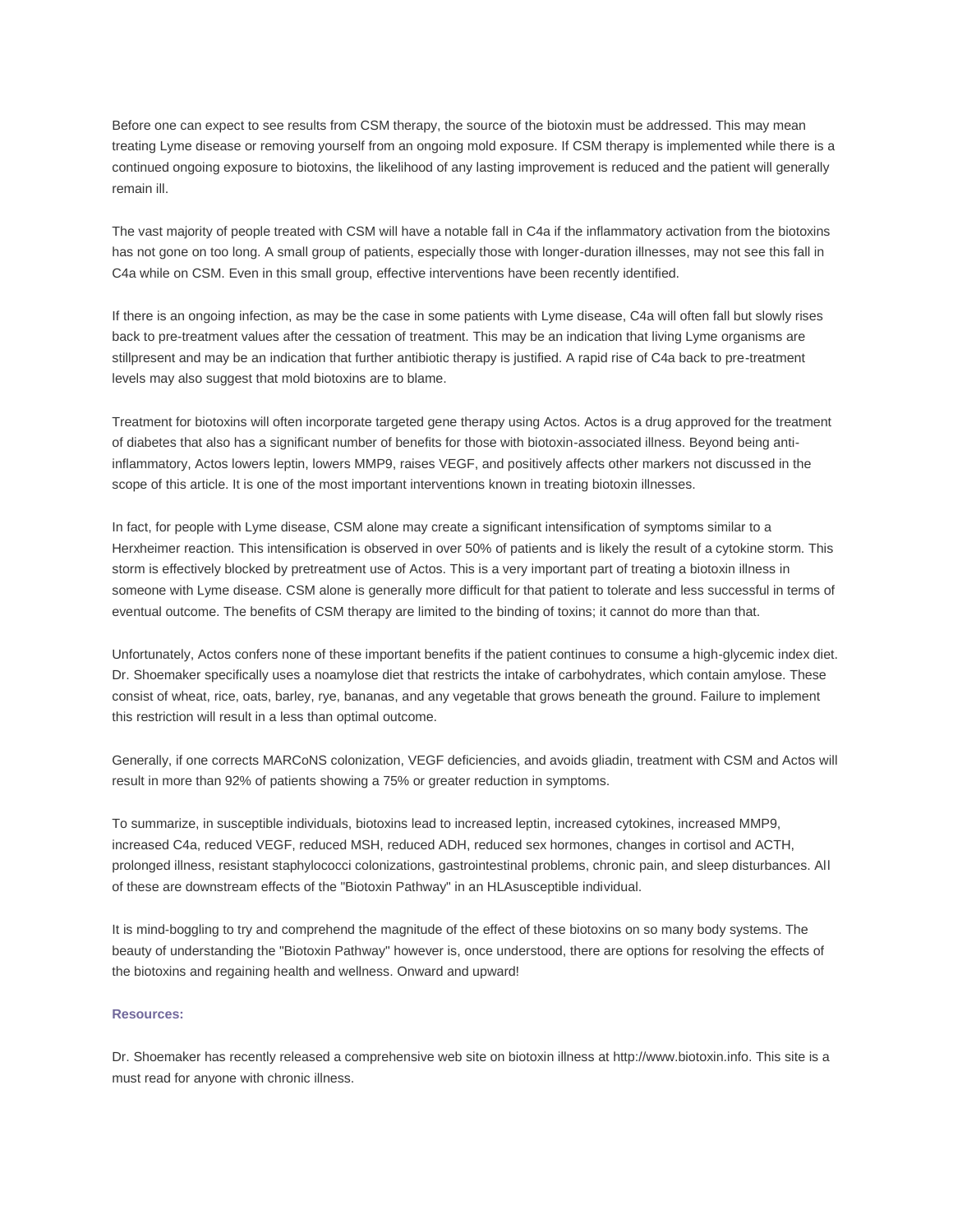Before one can expect to see results from CSM therapy, the source of the biotoxin must be addressed. This may mean treating Lyme disease or removing yourself from an ongoing mold exposure. If CSM therapy is implemented while there is a continued ongoing exposure to biotoxins, the likelihood of any lasting improvement is reduced and the patient will generally remain ill.

The vast majority of people treated with CSM will have a notable fall in C4a if the inflammatory activation from the biotoxins has not gone on too long. A small group of patients, especially those with longer-duration illnesses, may not see this fall in C4a while on CSM. Even in this small group, effective interventions have been recently identified.

If there is an ongoing infection, as may be the case in some patients with Lyme disease, C4a will often fall but slowly rises back to pre-treatment values after the cessation of treatment. This may be an indication that living Lyme organisms are stillpresent and may be an indication that further antibiotic therapy is justified. A rapid rise of C4a back to pre-treatment levels may also suggest that mold biotoxins are to blame.

Treatment for biotoxins will often incorporate targeted gene therapy using Actos. Actos is a drug approved for the treatment of diabetes that also has a significant number of benefits for those with biotoxin-associated illness. Beyond being anti-inflammatory, Actos lowers leptin, lowers MMP9, raises VEGF, and positively affects other markers not discussed in the scope of this article. It is one of the most important interventions known in treating biotoxin illnesses.

In fact, for people with Lyme disease, CSM alone may create a significant intensification of symptoms similar to a Herxheimer reaction. This intensification is observed in over 50% of patients and is likely the result of a cytokine storm. This storm is effectively blocked by pretreatment use of Actos. This is a very important part of treating a biotoxin illness in someone with Lyme disease. CSM alone is generally more difficult for that patient to tolerate and less successful in terms of eventual outcome. The benefits of CSM therapy are limited to the binding of toxins; it cannot do more than that.

Unfortunately, Actos confers none of these important benefits if the patient continues to consume a high-glycemic index diet. Dr. Shoemaker specifically uses a noamylose diet that restricts the intake of carbohydrates, which contain amylose. These consist of wheat, rice, oats, barley, rye, bananas, and any vegetable that grows beneath the ground. Failure to implement this restriction will result in a less than optimal outcome.

Generally, if one corrects MARCoNS colonization, VEGF deficiencies, and avoids gliadin, treatment with CSM and Actos will result in more than 92% of patients showing a 75% or greater reduction in symptoms.

To summarize, in susceptible individuals, biotoxins lead to increased leptin, increased cytokines, increased MMP9, increased C4a, reduced VEGF, reduced MSH, reduced ADH, reduced sex hormones, changes in cortisol and ACTH, prolonged illness, resistant staphylococci colonizations, gastrointestinal problems, chronic pain, and sleep disturbances. All of these are downstream effects of the "Biotoxin Pathway" in an HLAsusceptible individual.

It is mind-boggling to try and comprehend the magnitude of the effect of these biotoxins on so many body systems. The beauty of understanding the "Biotoxin Pathway" however is, once understood, there are options for resolving the effects of the biotoxins and regaining health and wellness. Onward and upward!

**Resources:**

Dr. Shoemaker has recently released a comprehensive web site on biotoxin illness at http://www.biotoxin.info. This site is a must read for anyone with chronic illness.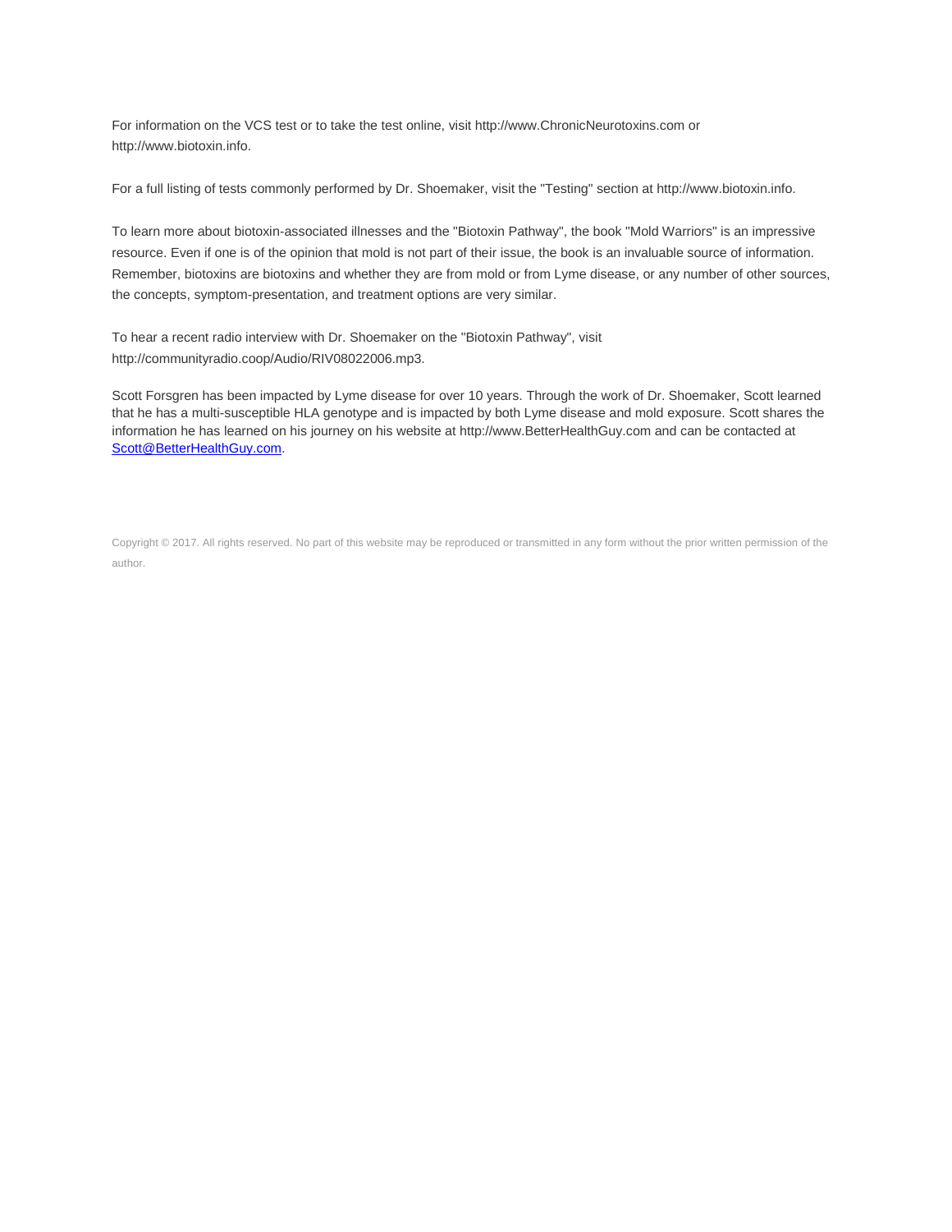For information on the VCS test or to take the test online, visit http://www.ChronicNeurotoxins.com or http://www.biotoxin.info.

For a full listing of tests commonly performed by Dr. Shoemaker, visit the "Testing" section at http://www.biotoxin.info.

To learn more about biotoxin-associated illnesses and the "Biotoxin Pathway", the book "Mold Warriors" is an impressive resource. Even if one is of the opinion that mold is not part of their issue, the book is an invaluable source of information. Remember, biotoxins are biotoxins and whether they are from mold or from Lyme disease, or any number of other sources, the concepts, symptom-presentation, and treatment options are very similar.

To hear a recent radio interview with Dr. Shoemaker on the "Biotoxin Pathway", visit http://communityradio.coop/Audio/RIV08022006.mp3.

Scott Forsgren has been impacted by Lyme disease for over 10 years. Through the work of Dr. Shoemaker, Scott learned that he has a multi-susceptible HLA genotype and is impacted by both Lyme disease and mold exposure. Scott shares the information he has learned on his journey on his website at http://www.BetterHealthGuy.com and can be contacted at Scott@BetterHealthGuy.com.

Copyright © 2017. All rights reserved. No part of this website may be reproduced or transmitted in any form without the prior written permission of the author.